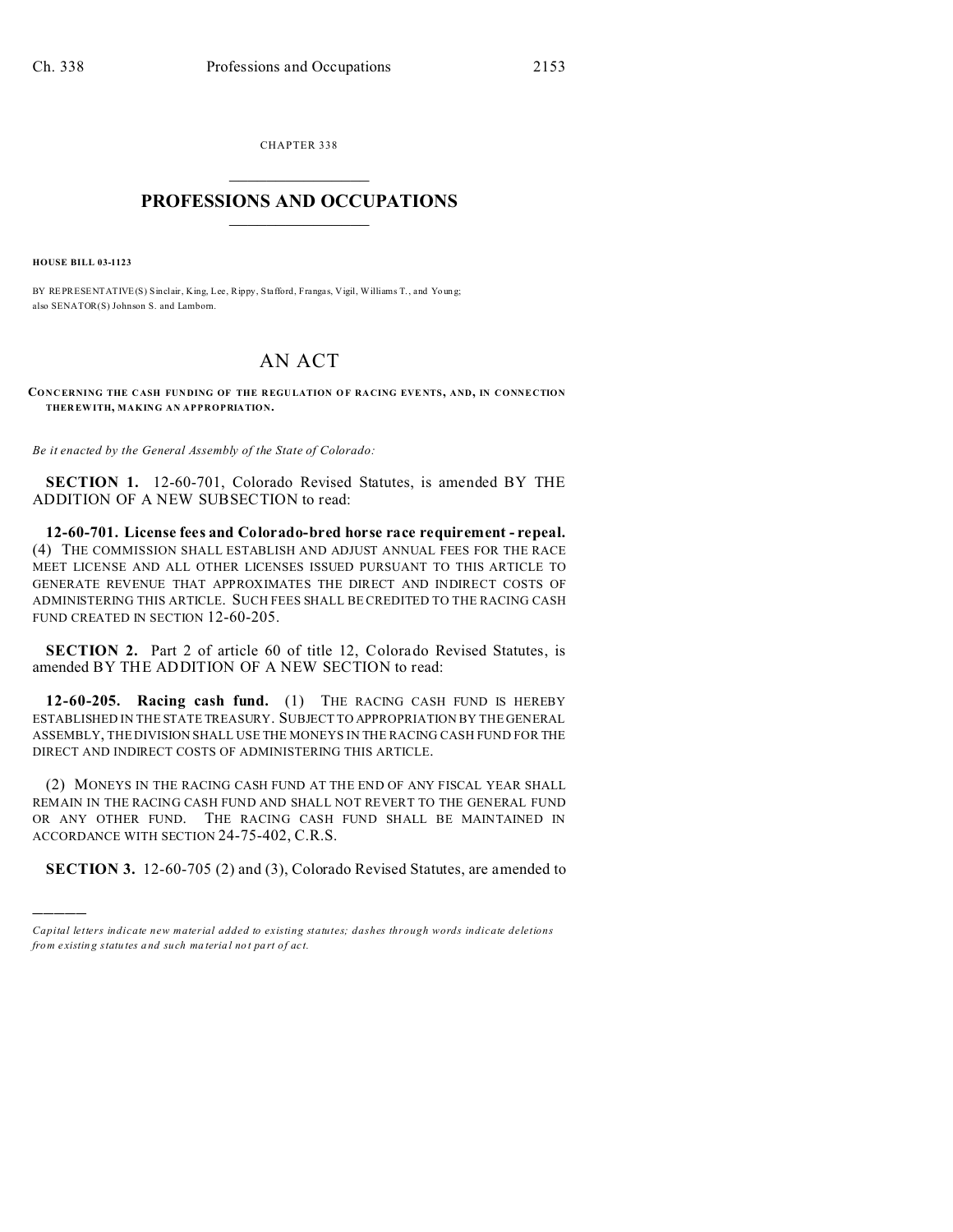CHAPTER 338

# PROFESSIONS AND OCCUPATIONS

**HOUSE BILL 03-1123**

BY REPRESENTATIVE(S) Sinclair, King, Lee, Rippy, Stafford, Frangas, Vigil, Williams T., and Young; also SENATOR(S) Johnson S. and Lamborn.

# AN ACT

**CONCERNING THE CASH FUNDING OF THE REGULATION OF RACING EVENTS, AND, IN CONNECTION THEREWITH, MAKING AN APPROPRIATION.**

*Be it enacted by the General Assembly of the State of Colorado:*

**SECTION 1.** 12-60-701, Colorado Revised Statutes, is amended BY THE ADDITION OF A NEW SUBSECTION to read:

**12-60-701. License fees and Colorado-bred horse race requirement - repeal.** (4) THE COMMISSION SHALL ESTABLISH AND ADJUST ANNUAL FEES FOR THE RACE MEET LICENSE AND ALL OTHER LICENSES ISSUED PURSUANT TO THIS ARTICLE TO GENERATE REVENUE THAT APPROXIMATES THE DIRECT AND INDIRECT COSTS OF ADMINISTERING THIS ARTICLE. SUCH FEES SHALL BE CREDITED TO THE RACING CASH FUND CREATED IN SECTION 12-60-205.

**SECTION 2.** Part 2 of article 60 of title 12, Colorado Revised Statutes, is amended BY THE ADDITION OF A NEW SECTION to read:

**12-60-205. Racing cash fund.** (1) THE RACING CASH FUND IS HEREBY ESTABLISHED IN THE STATE TREASURY. SUBJECT TO APPROPRIATION BY THE GENERAL ASSEMBLY, THE DIVISION SHALL USE THE MONEYS IN THE RACING CASH FUND FOR THE DIRECT AND INDIRECT COSTS OF ADMINISTERING THIS ARTICLE.

(2) MONEYS IN THE RACING CASH FUND AT THE END OF ANY FISCAL YEAR SHALL REMAIN IN THE RACING CASH FUND AND SHALL NOT REVERT TO THE GENERAL FUND OR ANY OTHER FUND. THE RACING CASH FUND SHALL BE MAINTAINED IN ACCORDANCE WITH SECTION 24-75-402, C.R.S.

**SECTION 3.** 12-60-705 (2) and (3), Colorado Revised Statutes, are amended to

*Capital letters indicate new material added to existing statutes; dashes through words indicate deletions from existing statutes and such material not part of act.*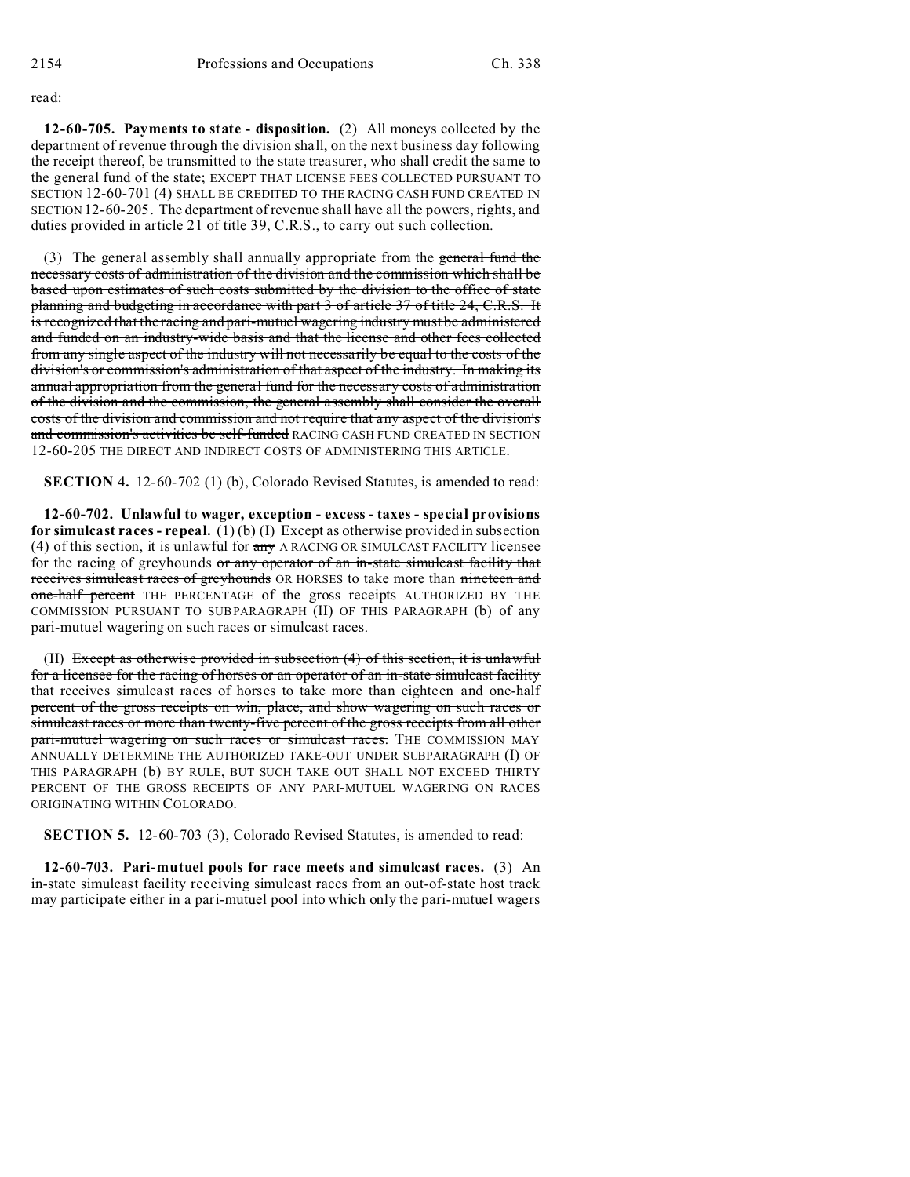read:

**12-60-705. Payments to state - disposition.** (2) All moneys collected by the department of revenue through the division shall, on the next business day following the receipt thereof, be transmitted to the state treasurer, who shall credit the same to the general fund of the state; EXCEPT THAT LICENSE FEES COLLECTED PURSUANT TO SECTION 12-60-701 (4) SHALL BE CREDITED TO THE RACING CASH FUND CREATED IN SECTION 12-60-205. The department of revenue shall have all the powers, rights, and duties provided in article 21 of title 39, C.R.S., to carry out such collection.

(3) The general assembly shall annually appropriate from the ~~general fund the necessary costs of administration of the division and the commission which shall be based upon estimates of such costs submitted by the division to the office of state planning and budgeting in accordance with part 3 of article 37 of title 24, C.R.S. It is recognized that the racing and pari-mutuel wagering industry must be administered and funded on an industry-wide basis and that the license and other fees collected from any single aspect of the industry will not necessarily be equal to the costs of the division's or commission's administration of that aspect of the industry. In making its annual appropriation from the general fund for the necessary costs of administration of the division and the commission, the general assembly shall consider the overall costs of the division and commission and not require that any aspect of the division's and commission's activities be self-funded~~ RACING CASH FUND CREATED IN SECTION 12-60-205 THE DIRECT AND INDIRECT COSTS OF ADMINISTERING THIS ARTICLE.

**SECTION 4.** 12-60-702 (1) (b), Colorado Revised Statutes, is amended to read:

**12-60-702. Unlawful to wager, exception - excess - taxes - special provisions for simulcast races - repeal.** (1) (b) (I) Except as otherwise provided in subsection (4) of this section, it is unlawful for ~~any~~ A RACING OR SIMULCAST FACILITY licensee for the racing of greyhounds ~~or any operator of an in-state simulcast facility that receives simulcast races of greyhounds~~ OR HORSES to take more than ~~nineteen and one-half percent~~ THE PERCENTAGE of the gross receipts AUTHORIZED BY THE COMMISSION PURSUANT TO SUBPARAGRAPH (II) OF THIS PARAGRAPH (b) of any pari-mutuel wagering on such races or simulcast races.

(II) ~~Except as otherwise provided in subsection (4) of this section, it is unlawful for a licensee for the racing of horses or an operator of an in-state simulcast facility that receives simulcast races of horses to take more than eighteen and one-half percent of the gross receipts on win, place, and show wagering on such races or simulcast races or more than twenty-five percent of the gross receipts from all other pari-mutuel wagering on such races or simulcast races.~~ THE COMMISSION MAY ANNUALLY DETERMINE THE AUTHORIZED TAKE-OUT UNDER SUBPARAGRAPH (I) OF THIS PARAGRAPH (b) BY RULE, BUT SUCH TAKE OUT SHALL NOT EXCEED THIRTY PERCENT OF THE GROSS RECEIPTS OF ANY PARI-MUTUEL WAGERING ON RACES ORIGINATING WITHIN COLORADO.

**SECTION 5.** 12-60-703 (3), Colorado Revised Statutes, is amended to read:

**12-60-703. Pari-mutuel pools for race meets and simulcast races.** (3) An in-state simulcast facility receiving simulcast races from an out-of-state host track may participate either in a pari-mutuel pool into which only the pari-mutuel wagers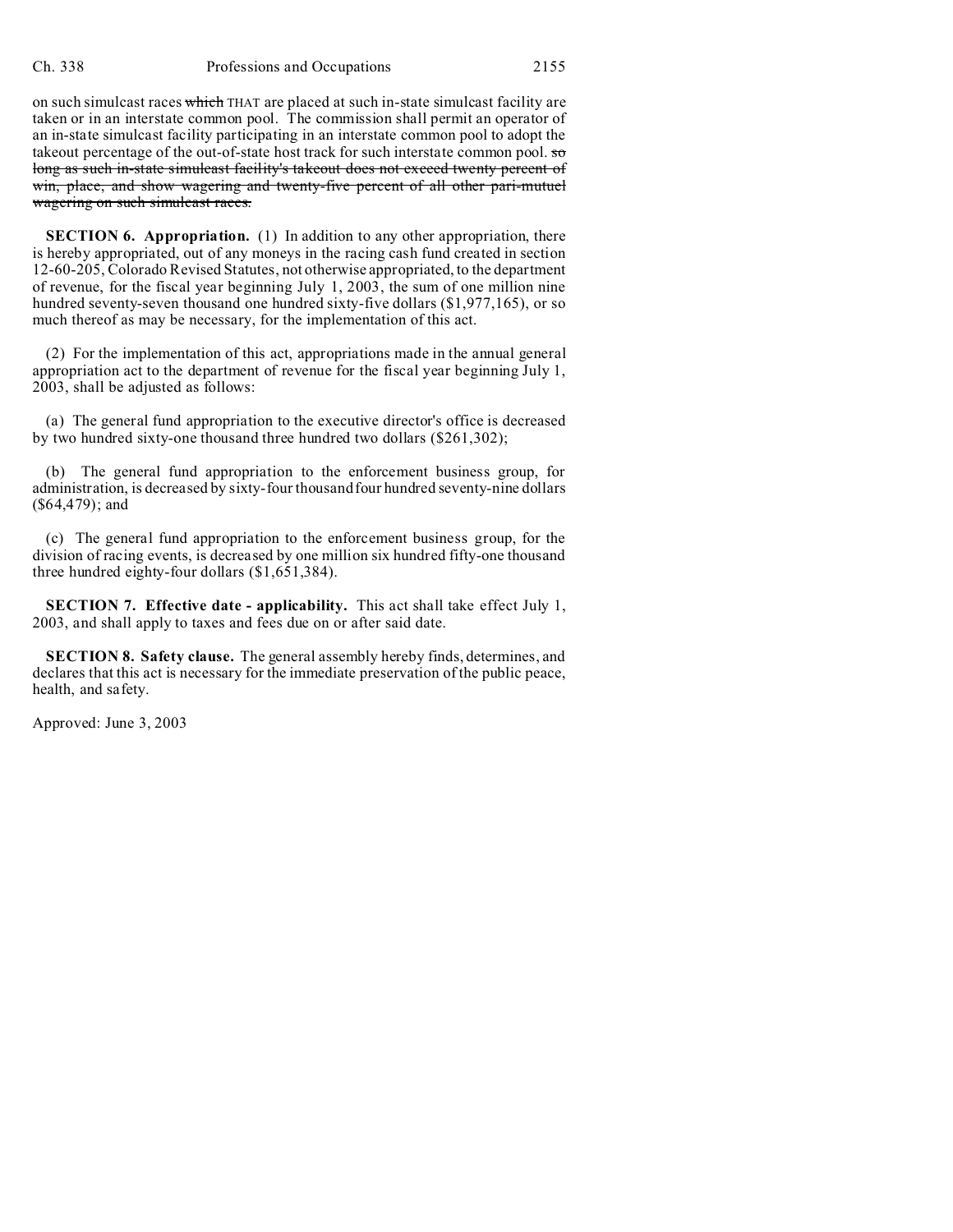on such simulcast races ~~which~~ THAT are placed at such in-state simulcast facility are taken or in an interstate common pool. The commission shall permit an operator of an in-state simulcast facility participating in an interstate common pool to adopt the takeout percentage of the out-of-state host track for such interstate common pool. ~~so long as such in-state simulcast facility's takeout does not exceed twenty percent of win, place, and show wagering and twenty-five percent of all other pari-mutuel wagering on such simulcast races.~~

**SECTION 6. Appropriation.** (1) In addition to any other appropriation, there is hereby appropriated, out of any moneys in the racing cash fund created in section 12-60-205, Colorado Revised Statutes, not otherwise appropriated, to the department of revenue, for the fiscal year beginning July 1, 2003, the sum of one million nine hundred seventy-seven thousand one hundred sixty-five dollars ($1,977,165), or so much thereof as may be necessary, for the implementation of this act.

(2) For the implementation of this act, appropriations made in the annual general appropriation act to the department of revenue for the fiscal year beginning July 1, 2003, shall be adjusted as follows:

(a) The general fund appropriation to the executive director's office is decreased by two hundred sixty-one thousand three hundred two dollars ($261,302);

(b) The general fund appropriation to the enforcement business group, for administration, is decreased by sixty-four thousand four hundred seventy-nine dollars ($64,479); and

(c) The general fund appropriation to the enforcement business group, for the division of racing events, is decreased by one million six hundred fifty-one thousand three hundred eighty-four dollars ($1,651,384).

**SECTION 7. Effective date - applicability.** This act shall take effect July 1, 2003, and shall apply to taxes and fees due on or after said date.

**SECTION 8. Safety clause.** The general assembly hereby finds, determines, and declares that this act is necessary for the immediate preservation of the public peace, health, and safety.

Approved: June 3, 2003